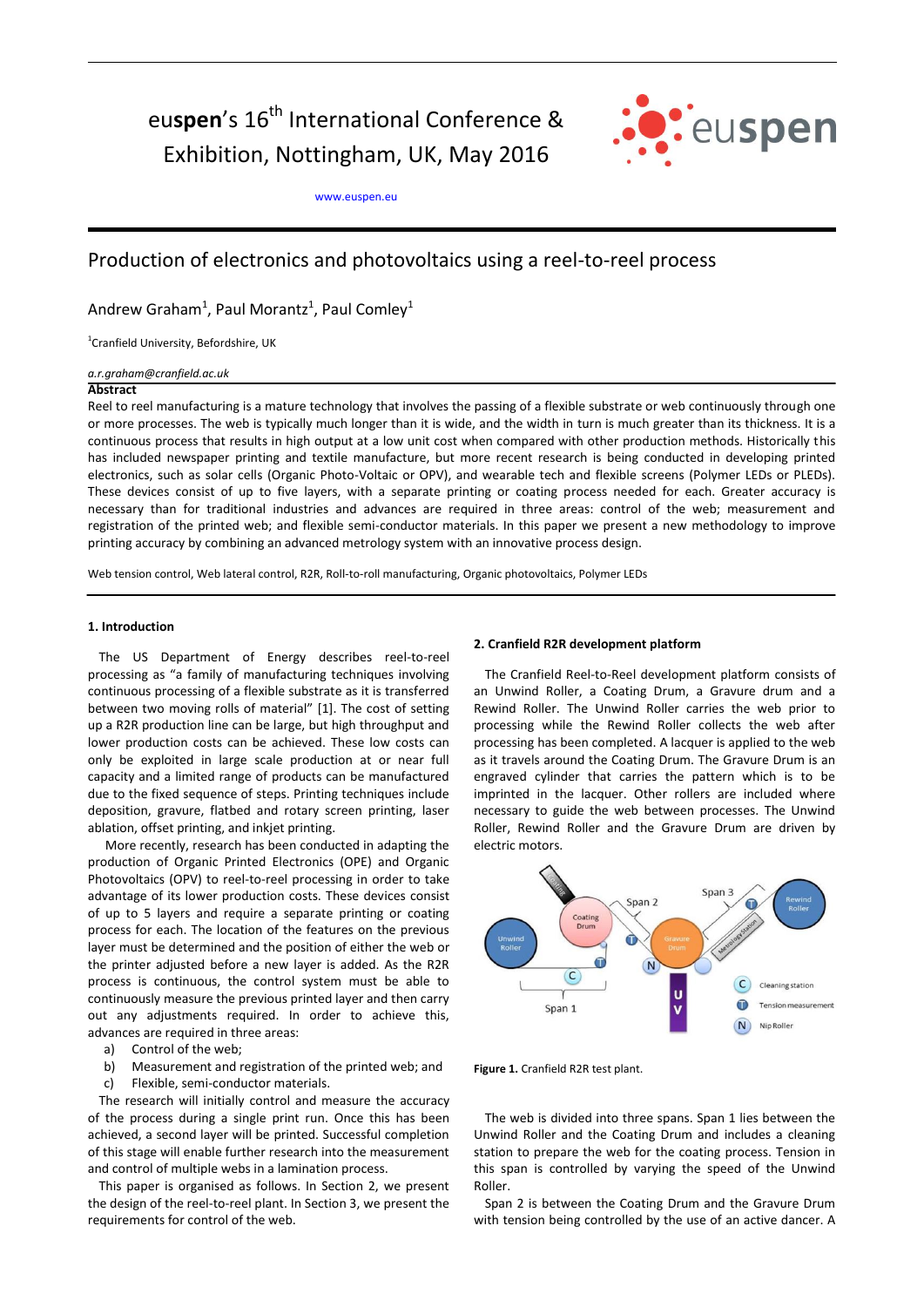euspen's 16th International Conference & Exhibition, Nottingham, UK, May 2016

www.euspen.eu

# Production of electronics and photovoltaics using a reel-to-reel process

Andrew Graham[1], Paul Morantz[1], Paul Comley[1]

[1]Cranfield University, Befordshire, UK

*a.r.graham@cranfield.ac.uk*

**Abstract**

Reel to reel manufacturing is a mature technology that involves the passing of a flexible substrate or web continuously through one or more processes. The web is typically much longer than it is wide, and the width in turn is much greater than its thickness. It is a continuous process that results in high output at a low unit cost when compared with other production methods. Historically this has included newspaper printing and textile manufacture, but more recent research is being conducted in developing printed electronics, such as solar cells (Organic Photo-Voltaic or OPV), and wearable tech and flexible screens (Polymer LEDs or PLEDs). These devices consist of up to five layers, with a separate printing or coating process needed for each. Greater accuracy is necessary than for traditional industries and advances are required in three areas: control of the web; measurement and registration of the printed web; and flexible semi-conductor materials. In this paper we present a new methodology to improve printing accuracy by combining an advanced metrology system with an innovative process design.

Web tension control, Web lateral control, R2R, Roll-to-roll manufacturing, Organic photovoltaics, Polymer LEDs

## 1. Introduction

The US Department of Energy describes reel-to-reel processing as "a family of manufacturing techniques involving continuous processing of a flexible substrate as it is transferred between two moving rolls of material" [1]. The cost of setting up a R2R production line can be large, but high throughput and lower production costs can be achieved. These low costs can only be exploited in large scale production at or near full capacity and a limited range of products can be manufactured due to the fixed sequence of steps. Printing techniques include deposition, gravure, flatbed and rotary screen printing, laser ablation, offset printing, and inkjet printing.

More recently, research has been conducted in adapting the production of Organic Printed Electronics (OPE) and Organic Photovoltaics (OPV) to reel-to-reel processing in order to take advantage of its lower production costs. These devices consist of up to 5 layers and require a separate printing or coating process for each. The location of the features on the previous layer must be determined and the position of either the web or the printer adjusted before a new layer is added. As the R2R process is continuous, the control system must be able to continuously measure the previous printed layer and then carry out any adjustments required. In order to achieve this, advances are required in three areas:

a) Control of the web;
b) Measurement and registration of the printed web; and
c) Flexible, semi-conductor materials.

The research will initially control and measure the accuracy of the process during a single print run. Once this has been achieved, a second layer will be printed. Successful completion of this stage will enable further research into the measurement and control of multiple webs in a lamination process.

This paper is organised as follows. In Section 2, we present the design of the reel-to-reel plant. In Section 3, we present the requirements for control of the web.

## 2. Cranfield R2R development platform

The Cranfield Reel-to-Reel development platform consists of an Unwind Roller, a Coating Drum, a Gravure drum and a Rewind Roller. The Unwind Roller carries the web prior to processing while the Rewind Roller collects the web after processing has been completed. A lacquer is applied to the web as it travels around the Coating Drum. The Gravure Drum is an engraved cylinder that carries the pattern which is to be imprinted in the lacquer. Other rollers are included where necessary to guide the web between processes. The Unwind Roller, Rewind Roller and the Gravure Drum are driven by electric motors.

**Figure 1.** Cranfield R2R test plant.

The web is divided into three spans. Span 1 lies between the Unwind Roller and the Coating Drum and includes a cleaning station to prepare the web for the coating process. Tension in this span is controlled by varying the speed of the Unwind Roller.

Span 2 is between the Coating Drum and the Gravure Drum with tension being controlled by the use of an active dancer. A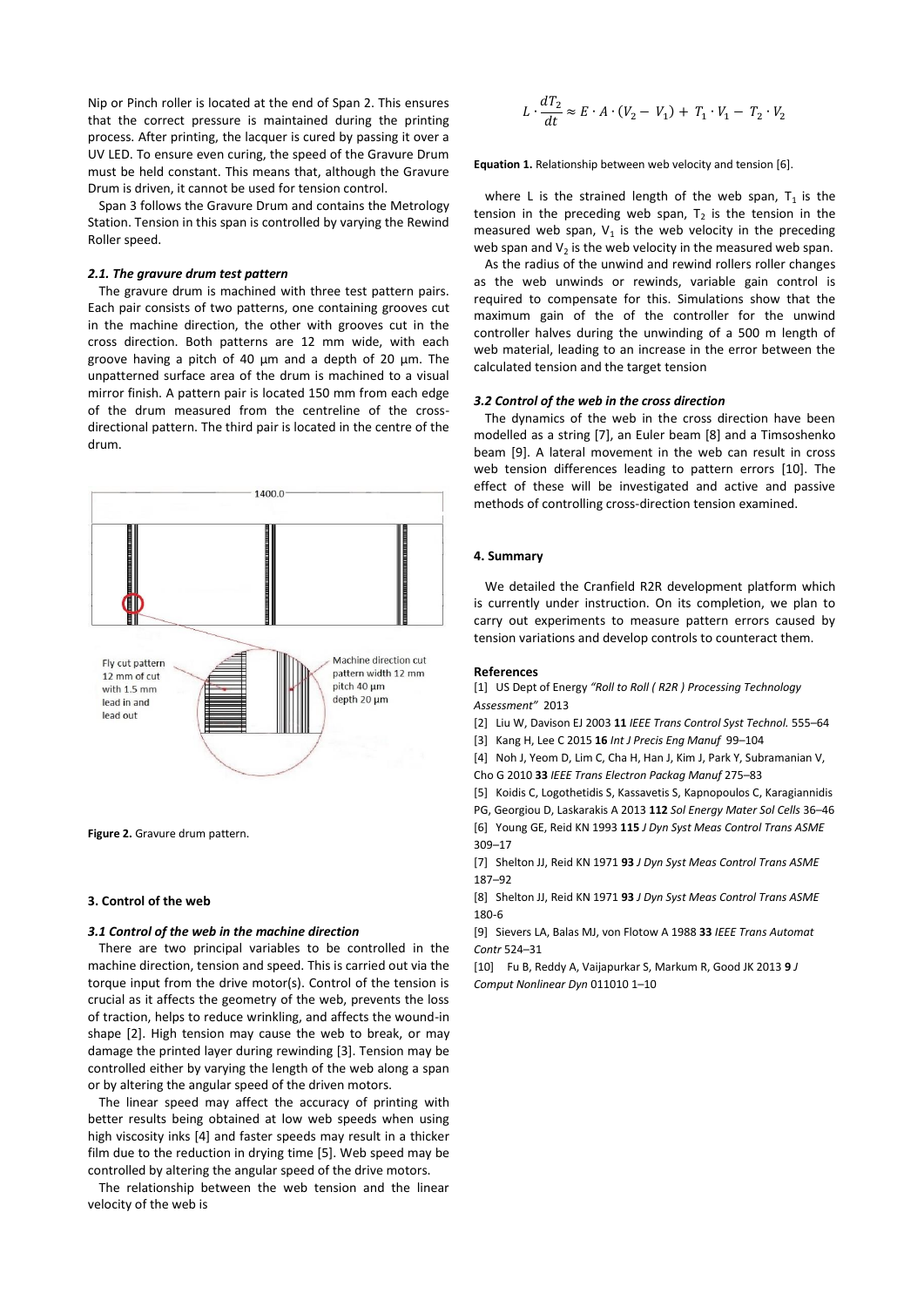Nip or Pinch roller is located at the end of Span 2. This ensures that the correct pressure is maintained during the printing process. After printing, the lacquer is cured by passing it over a UV LED. To ensure even curing, the speed of the Gravure Drum must be held constant. This means that, although the Gravure Drum is driven, it cannot be used for tension control.

Span 3 follows the Gravure Drum and contains the Metrology Station. Tension in this span is controlled by varying the Rewind Roller speed.

### *2.1. The gravure drum test pattern*

The gravure drum is machined with three test pattern pairs. Each pair consists of two patterns, one containing grooves cut in the machine direction, the other with grooves cut in the cross direction. Both patterns are 12 mm wide, with each groove having a pitch of 40 µm and a depth of 20 µm. The unpatterned surface area of the drum is machined to a visual mirror finish. A pattern pair is located 150 mm from each edge of the drum measured from the centreline of the cross-directional pattern. The third pair is located in the centre of the drum.

1400.0

Fly cut pattern
12 mm of cut
with 1.5 mm
lead in and
lead out

Machine direction cut
pattern width 12 mm
pitch 40 µm
depth 20 µm

**Figure 2.** Gravure drum pattern.

## 3. Control of the web

### *3.1 Control of the web in the machine direction*

There are two principal variables to be controlled in the machine direction, tension and speed. This is carried out via the torque input from the drive motor(s). Control of the tension is crucial as it affects the geometry of the web, prevents the loss of traction, helps to reduce wrinkling, and affects the wound-in shape [2]. High tension may cause the web to break, or may damage the printed layer during rewinding [3]. Tension may be controlled either by varying the length of the web along a span or by altering the angular speed of the driven motors.

The linear speed may affect the accuracy of printing with better results being obtained at low web speeds when using high viscosity inks [4] and faster speeds may result in a thicker film due to the reduction in drying time [5]. Web speed may be controlled by altering the angular speed of the drive motors.

The relationship between the web tension and the linear velocity of the web is

$$L \cdot \frac{dT_2}{dt} \approx E \cdot A \cdot (V_2 - V_1) + T_1 \cdot V_1 - T_2 \cdot V_2$$

**Equation 1.** Relationship between web velocity and tension [6].

where L is the strained length of the web span, $T_1$ is the tension in the preceding web span, $T_2$ is the tension in the measured web span, $V_1$ is the web velocity in the preceding web span and $V_2$ is the web velocity in the measured web span.

As the radius of the unwind and rewind rollers roller changes as the web unwinds or rewinds, variable gain control is required to compensate for this. Simulations show that the maximum gain of the of the controller for the unwind controller halves during the unwinding of a 500 m length of web material, leading to an increase in the error between the calculated tension and the target tension

### *3.2 Control of the web in the cross direction*

The dynamics of the web in the cross direction have been modelled as a string [7], an Euler beam [8] and a Timsoshenko beam [9]. A lateral movement in the web can result in cross web tension differences leading to pattern errors [10]. The effect of these will be investigated and active and passive methods of controlling cross-direction tension examined.

## 4. Summary

We detailed the Cranfield R2R development platform which is currently under instruction. On its completion, we plan to carry out experiments to measure pattern errors caused by tension variations and develop controls to counteract them.

## References

[1] US Dept of Energy *"Roll to Roll ( R2R ) Processing Technology Assessment"* 2013

[2] Liu W, Davison EJ 2003 **11** *IEEE Trans Control Syst Technol.* 555–64

[3] Kang H, Lee C 2015 **16** *Int J Precis Eng Manuf* 99–104

[4] Noh J, Yeom D, Lim C, Cha H, Han J, Kim J, Park Y, Subramanian V, Cho G 2010 **33** *IEEE Trans Electron Packag Manuf* 275–83

[5] Koidis C, Logothetidis S, Kassavetis S, Kapnopoulos C, Karagiannidis PG, Georgiou D, Laskarakis A 2013 **112** *Sol Energy Mater Sol Cells* 36–46

[6] Young GE, Reid KN 1993 **115** *J Dyn Syst Meas Control Trans ASME* 309–17

[7] Shelton JJ, Reid KN 1971 **93** *J Dyn Syst Meas Control Trans ASME* 187–92

[8] Shelton JJ, Reid KN 1971 **93** *J Dyn Syst Meas Control Trans ASME* 180-6

[9] Sievers LA, Balas MJ, von Flotow A 1988 **33** *IEEE Trans Automat Contr* 524–31

[10] Fu B, Reddy A, Vaijapurkar S, Markum R, Good JK 2013 **9** *J Comput Nonlinear Dyn* 011010 1–10